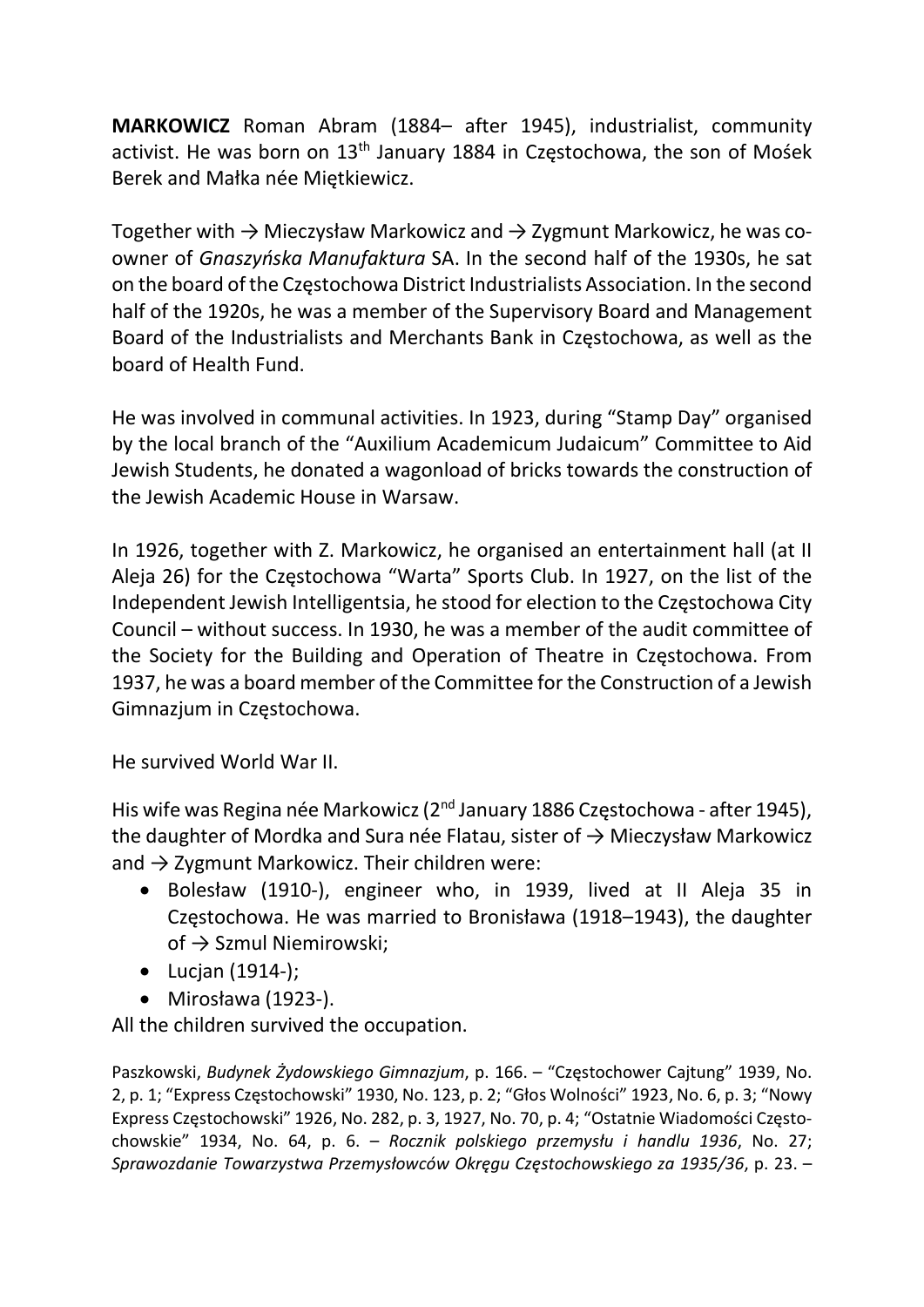**MARKOWICZ** Roman Abram (1884– after 1945), industrialist, community activist. He was born on 13th January 1884 in Częstochowa, the son of Mośek Berek and Małka née Miętkiewicz.

Together with → Mieczysław Markowicz and → Zygmunt Markowicz, he was co-owner of *Gnaszyńska Manufaktura* SA. In the second half of the 1930s, he sat on the board of the Częstochowa District Industrialists Association. In the second half of the 1920s, he was a member of the Supervisory Board and Management Board of the Industrialists and Merchants Bank in Częstochowa, as well as the board of Health Fund.

He was involved in communal activities. In 1923, during "Stamp Day" organised by the local branch of the "Auxilium Academicum Judaicum" Committee to Aid Jewish Students, he donated a wagonload of bricks towards the construction of the Jewish Academic House in Warsaw.

In 1926, together with Z. Markowicz, he organised an entertainment hall (at II Aleja 26) for the Częstochowa "Warta" Sports Club. In 1927, on the list of the Independent Jewish Intelligentsia, he stood for election to the Częstochowa City Council – without success. In 1930, he was a member of the audit committee of the Society for the Building and Operation of Theatre in Częstochowa. From 1937, he was a board member of the Committee for the Construction of a Jewish Gimnazjum in Częstochowa.

He survived World War II.

His wife was Regina née Markowicz (2nd January 1886 Częstochowa - after 1945), the daughter of Mordka and Sura née Flatau, sister of → Mieczysław Markowicz and → Zygmunt Markowicz. Their children were:

- Bolesław (1910-), engineer who, in 1939, lived at II Aleja 35 in Częstochowa. He was married to Bronisława (1918–1943), the daughter of → Szmul Niemirowski;
- Lucjan (1914-);
- Mirosława (1923-).

All the children survived the occupation.

Paszkowski, *Budynek Żydowskiego Gimnazjum*, p. 166. – "Częstochower Cajtung" 1939, No. 2, p. 1; "Express Częstochowski" 1930, No. 123, p. 2; "Głos Wolności" 1923, No. 6, p. 3; "Nowy Express Częstochowski" 1926, No. 282, p. 3, 1927, No. 70, p. 4; "Ostatnie Wiadomości Częstochowskie" 1934, No. 64, p. 6. – *Rocznik polskiego przemysłu i handlu 1936*, No. 27; *Sprawozdanie Towarzystwa Przemysłowców Okręgu Częstochowskiego za 1935/36*, p. 23. –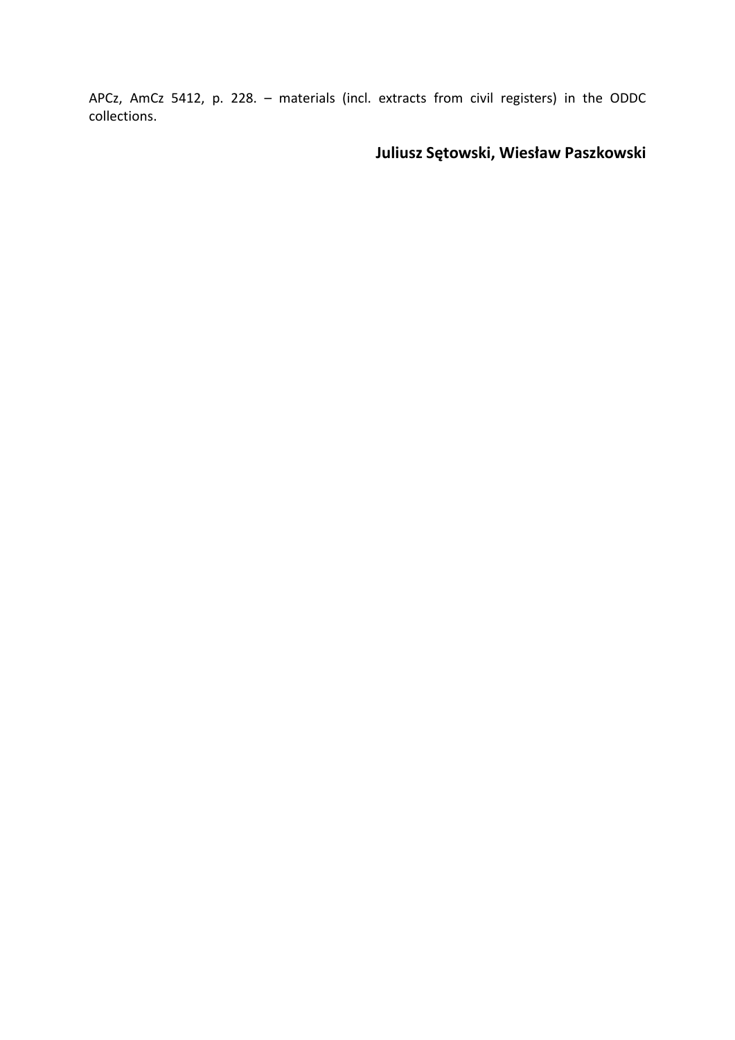APCz, AmCz 5412, p. 228. – materials (incl. extracts from civil registers) in the ODDC collections.

**Juliusz Sętowski, Wiesław Paszkowski**